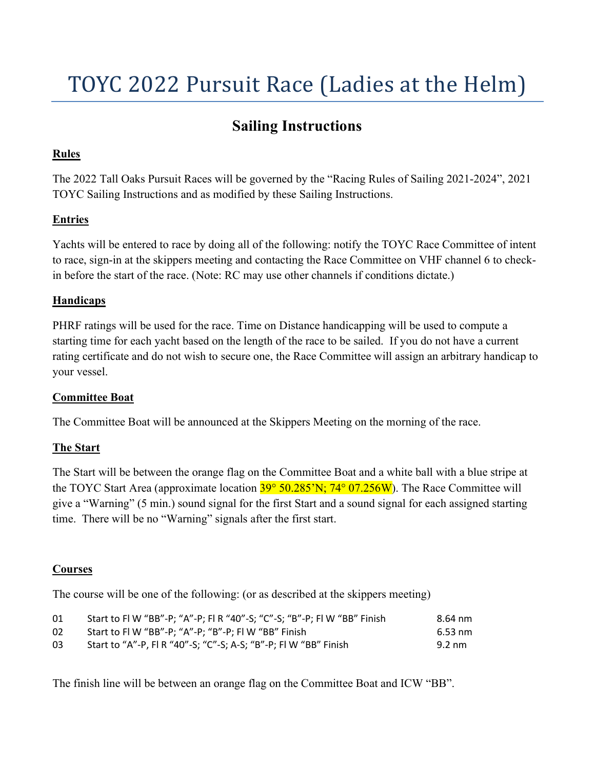# TOYC 2022 Pursuit Race (Ladies at the Helm)

## Sailing Instructions

**Rules**

The 2022 Tall Oaks Pursuit Races will be governed by the "Racing Rules of Sailing 2021-2024", 2021 TOYC Sailing Instructions and as modified by these Sailing Instructions.

**Entries**

Yachts will be entered to race by doing all of the following: notify the TOYC Race Committee of intent to race, sign-in at the skippers meeting and contacting the Race Committee on VHF channel 6 to check-in before the start of the race. (Note: RC may use other channels if conditions dictate.)

**Handicaps**

PHRF ratings will be used for the race. Time on Distance handicapping will be used to compute a starting time for each yacht based on the length of the race to be sailed. If you do not have a current rating certificate and do not wish to secure one, the Race Committee will assign an arbitrary handicap to your vessel.

**Committee Boat**

The Committee Boat will be announced at the Skippers Meeting on the morning of the race.

**The Start**

The Start will be between the orange flag on the Committee Boat and a white ball with a blue stripe at the TOYC Start Area (approximate location 39° 50.285'N; 74° 07.256W). The Race Committee will give a "Warning" (5 min.) sound signal for the first Start and a sound signal for each assigned starting time. There will be no "Warning" signals after the first start.

**Courses**

The course will be one of the following: (or as described at the skippers meeting)

| | | |
|---|---|---|
| 01 | Start to Fl W "BB"-P; "A"-P; Fl R "40"-S; "C"-S; "B"-P; Fl W "BB" Finish | 8.64 nm |
| 02 | Start to Fl W "BB"-P; "A"-P; "B"-P; Fl W "BB" Finish | 6.53 nm |
| 03 | Start to "A"-P, Fl R "40"-S; "C"-S; A-S; "B"-P; Fl W "BB" Finish | 9.2 nm |

The finish line will be between an orange flag on the Committee Boat and ICW "BB".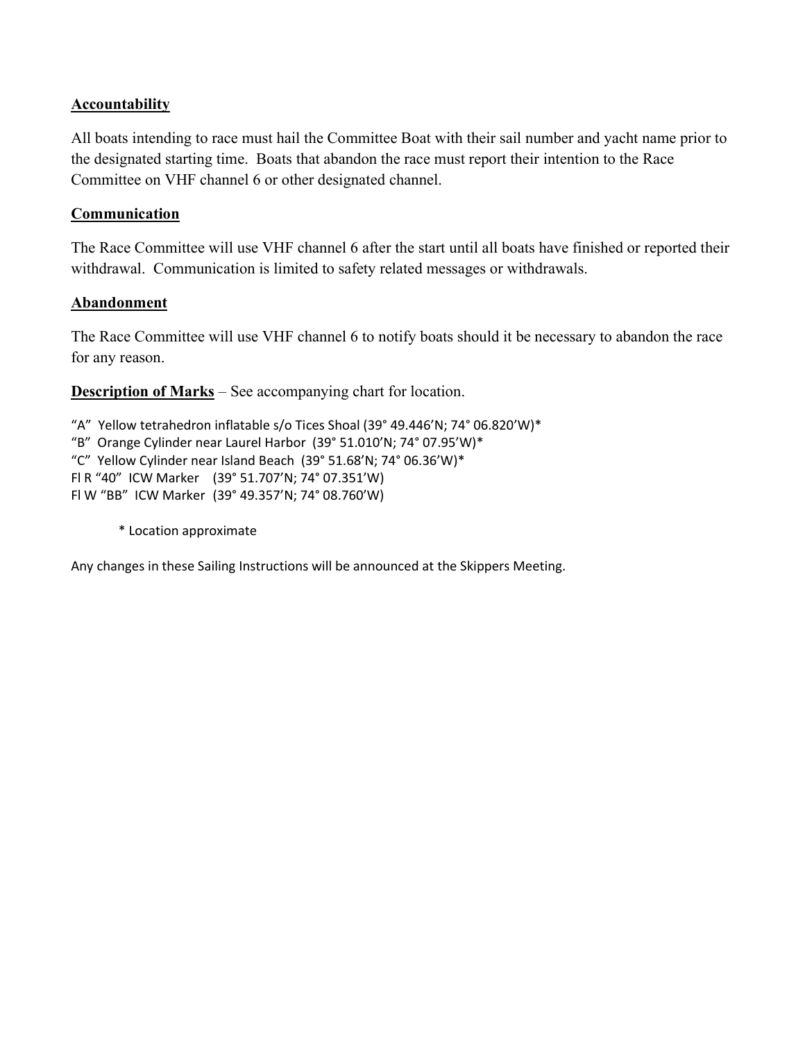**Accountability**

All boats intending to race must hail the Committee Boat with their sail number and yacht name prior to the designated starting time. Boats that abandon the race must report their intention to the Race Committee on VHF channel 6 or other designated channel.

**Communication**

The Race Committee will use VHF channel 6 after the start until all boats have finished or reported their withdrawal. Communication is limited to safety related messages or withdrawals.

**Abandonment**

The Race Committee will use VHF channel 6 to notify boats should it be necessary to abandon the race for any reason.

**Description of Marks** – See accompanying chart for location.

"A" Yellow tetrahedron inflatable s/o Tices Shoal (39° 49.446'N; 74° 06.820'W)*
"B" Orange Cylinder near Laurel Harbor (39° 51.010'N; 74° 07.95'W)*
"C" Yellow Cylinder near Island Beach (39° 51.68'N; 74° 06.36'W)*
Fl R "40" ICW Marker (39° 51.707'N; 74° 07.351'W)
Fl W "BB" ICW Marker (39° 49.357'N; 74° 08.760'W)

\* Location approximate

Any changes in these Sailing Instructions will be announced at the Skippers Meeting.